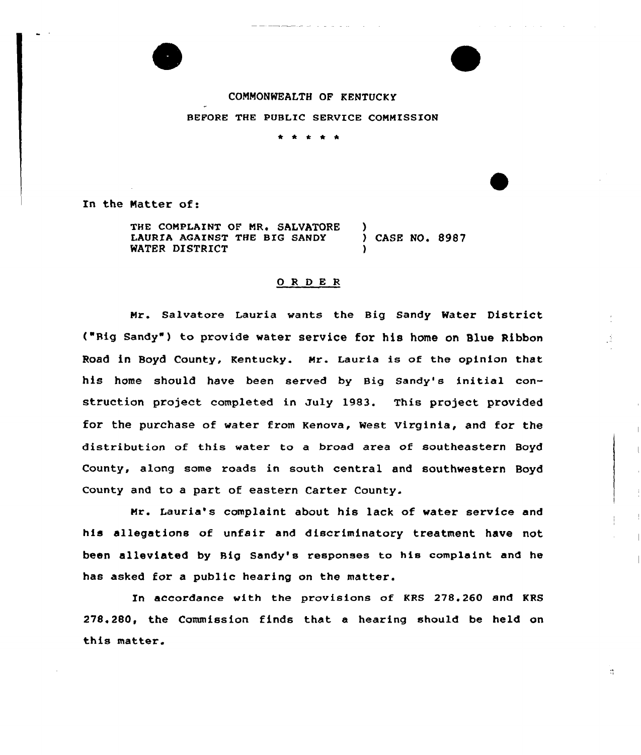COMMONWEALTH OF KENTUCKY

BEFORE THE PUBLIC SERVICE COMMISSION

\* \* \* \* \*

In the Matter of:

THE COMPLAINT OF MR. SALVATORE LAURIA AGAINST THE BIG SANDY WATER DISTRICT ) CASE NO. 8987

## O R D E R

Mr. Salvatore Lauria wants the Big Sandy Water District ("Big Sandy") to provide water service for his home on Blue Ribbon Road in Boyd County, Kentucky. Mr. Lauria is of the opinion that his home should have been served by Big Sandy's initial construction project completed in July 1983. This project provided for the purchase of water from Kenova, West Virginia, and for the distribution of this water to a broad area of southeastern Boyd County, along some roads in south central and southwestern Boyd County and to a part of eastern Carter County.

Mr. Lauria's complaint about his lack of water service and his allegations of unfair and discriminatory treatment have not been alleviated by Big Sandy's responses to his complaint and he has asked for a public hearing on the matter.

In accordance with the provisions of KRS 278.260 and KRS 278.280, the Commission finds that a hearing should be held on this matter.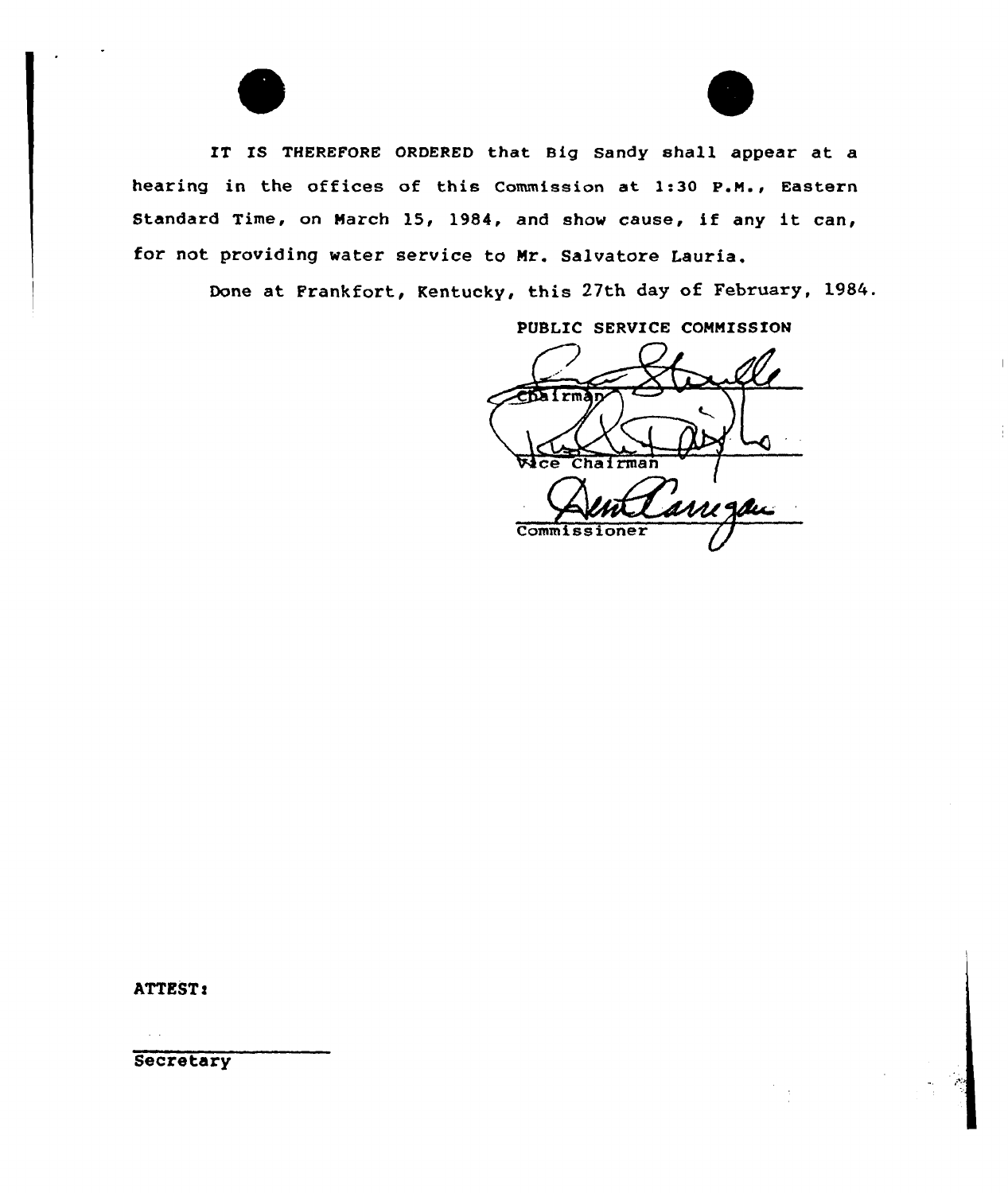IT IS THEREFORE ORDERED that Big Sandy shall appear at a hearing in the offices of this Commission at 1:30 P.M., Eastern Standard Time, on March 15, 1984, and show cause, if any it can, for not providing water service to Mr. Salvatore Lauria.

Done at Frankfort, Kentucky, this 27th day of February, 1984.

PUBLIC SERVICE COMMISSION

Chairman

Vice Chairman

Commissioner

ATTEST:

Secretary